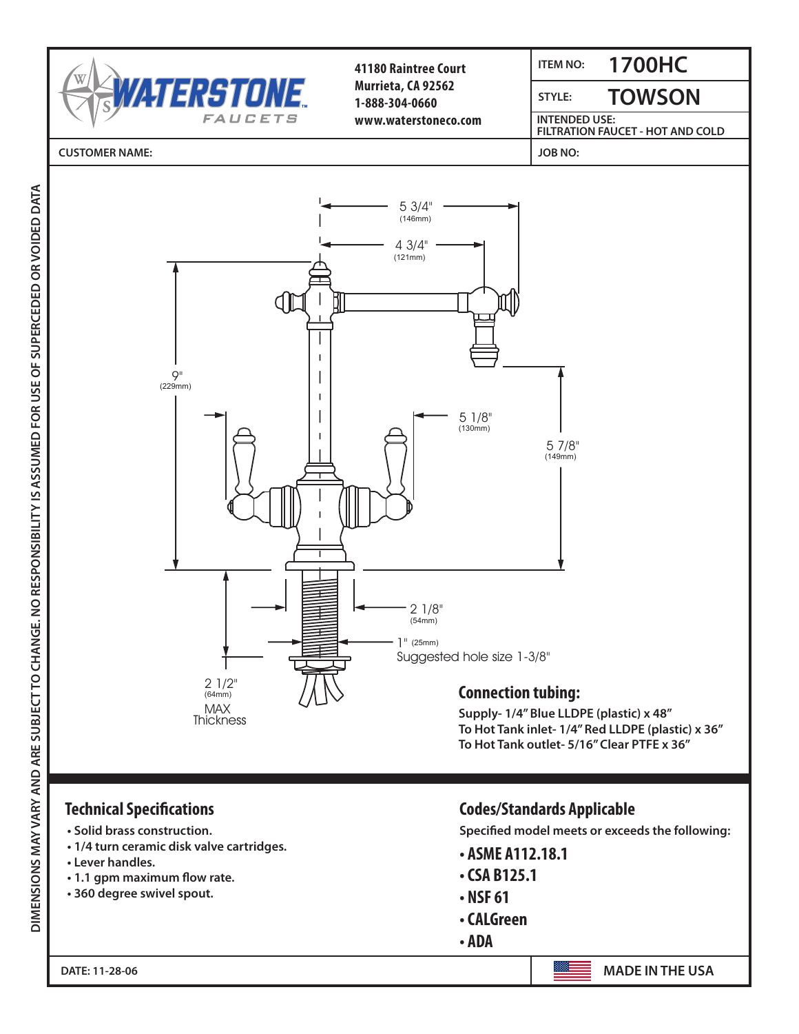**WATERSTONE FAUCETS**

41180 Raintree Court
Murrieta, CA 92562
1-888-304-0660
www.waterstoneco.com

| | |
|---|---|
| ITEM NO: | 1700HC |
| STYLE: | TOWSON |
| INTENDED USE: | FILTRATION FAUCET - HOT AND COLD |

CUSTOMER NAME:

JOB NO:

5 3/4" (146mm)

4 3/4" (121mm)

9" (229mm)

5 1/8" (130mm)

5 7/8" (149mm)

2 1/8" (54mm)

1" (25mm)

Suggested hole size 1-3/8"

2 1/2" (64mm) MAX Thickness

## Connection tubing:

**Supply- 1/4" Blue LLDPE (plastic) x 48"**
**To Hot Tank inlet- 1/4" Red LLDPE (plastic) x 36"**
**To Hot Tank outlet- 5/16" Clear PTFE x 36"**

## Technical Specifications

- Solid brass construction.
- 1/4 turn ceramic disk valve cartridges.
- Lever handles.
- 1.1 gpm maximum flow rate.
- 360 degree swivel spout.

## Codes/Standards Applicable

Specified model meets or exceeds the following:

- **ASME A112.18.1**
- **CSA B125.1**
- **NSF 61**
- **CALGreen**
- **ADA**

DATE: 11-28-06

MADE IN THE USA

DIMENSIONS MAY VARY AND ARE SUBJECT TO CHANGE. NO RESPONSIBILITY IS ASSUMED FOR USE OF SUPERCEDED OR VOIDED DATA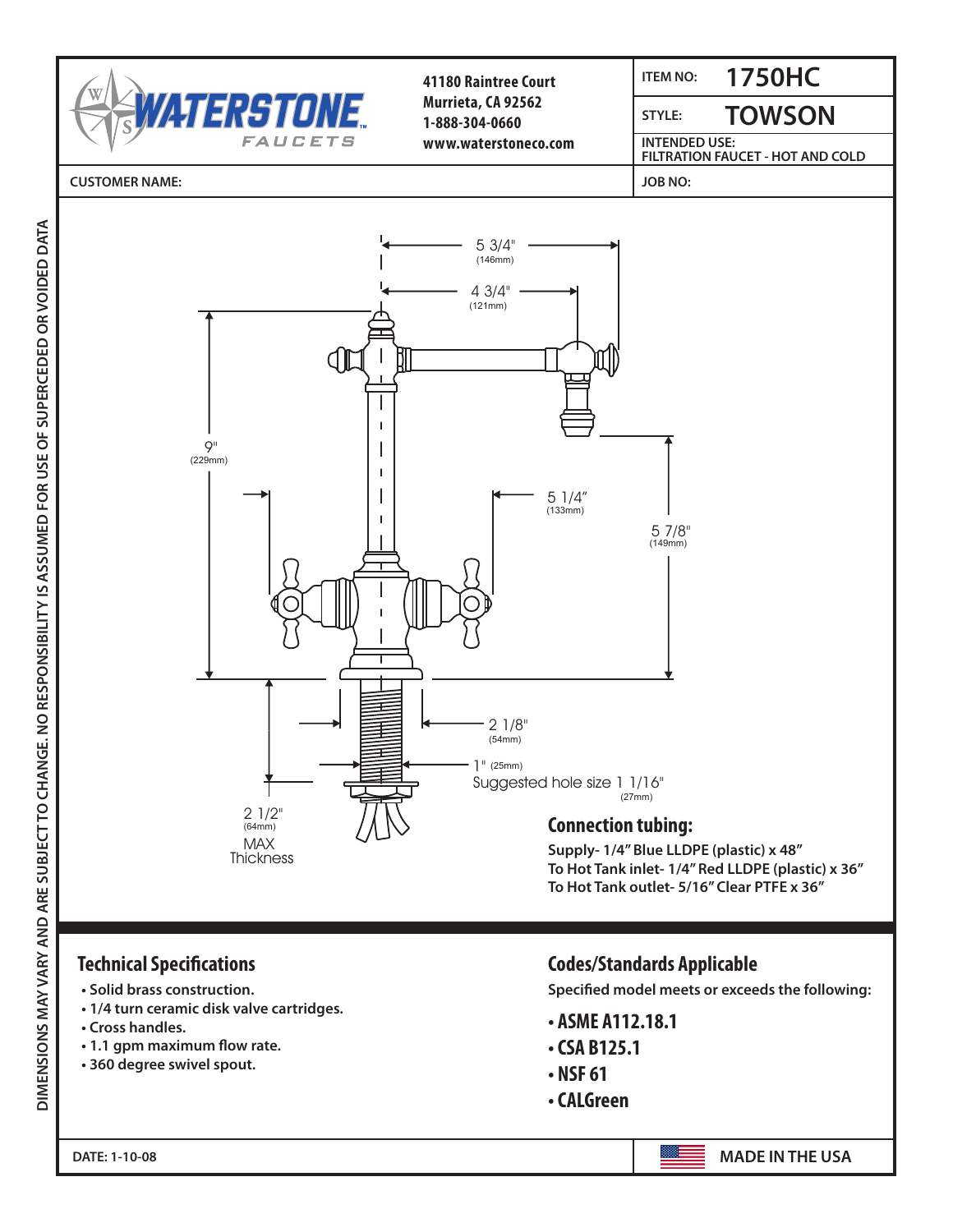WATERSTONE FAUCETS

41180 Raintree Court
Murrieta, CA 92562
1-888-304-0660
www.waterstoneco.com

| | |
|---|---|
| ITEM NO: | 1750HC |
| STYLE: | TOWSON |
| INTENDED USE: | FILTRATION FAUCET - HOT AND COLD |

CUSTOMER NAME:

JOB NO:

5 3/4" (146mm)

4 3/4" (121mm)

9" (229mm)

5 1/4" (133mm)

5 7/8" (149mm)

2 1/8" (54mm)

1" (25mm)

Suggested hole size 1 1/16" (27mm)

2 1/2" (64mm) MAX Thickness

## Connection tubing:

**Supply- 1/4" Blue LLDPE (plastic) x 48"**
**To Hot Tank inlet- 1/4" Red LLDPE (plastic) x 36"**
**To Hot Tank outlet- 5/16" Clear PTFE x 36"**

## Technical Specifications

- Solid brass construction.
- 1/4 turn ceramic disk valve cartridges.
- Cross handles.
- 1.1 gpm maximum flow rate.
- 360 degree swivel spout.

## Codes/Standards Applicable

**Specified model meets or exceeds the following:**

- **ASME A112.18.1**
- **CSA B125.1**
- **NSF 61**
- **CALGreen**

DATE: 1-10-08

MADE IN THE USA

DIMENSIONS MAY VARY AND ARE SUBJECT TO CHANGE. NO RESPONSIBILITY IS ASSUMED FOR USE OF SUPERCEDED OR VOIDED DATA